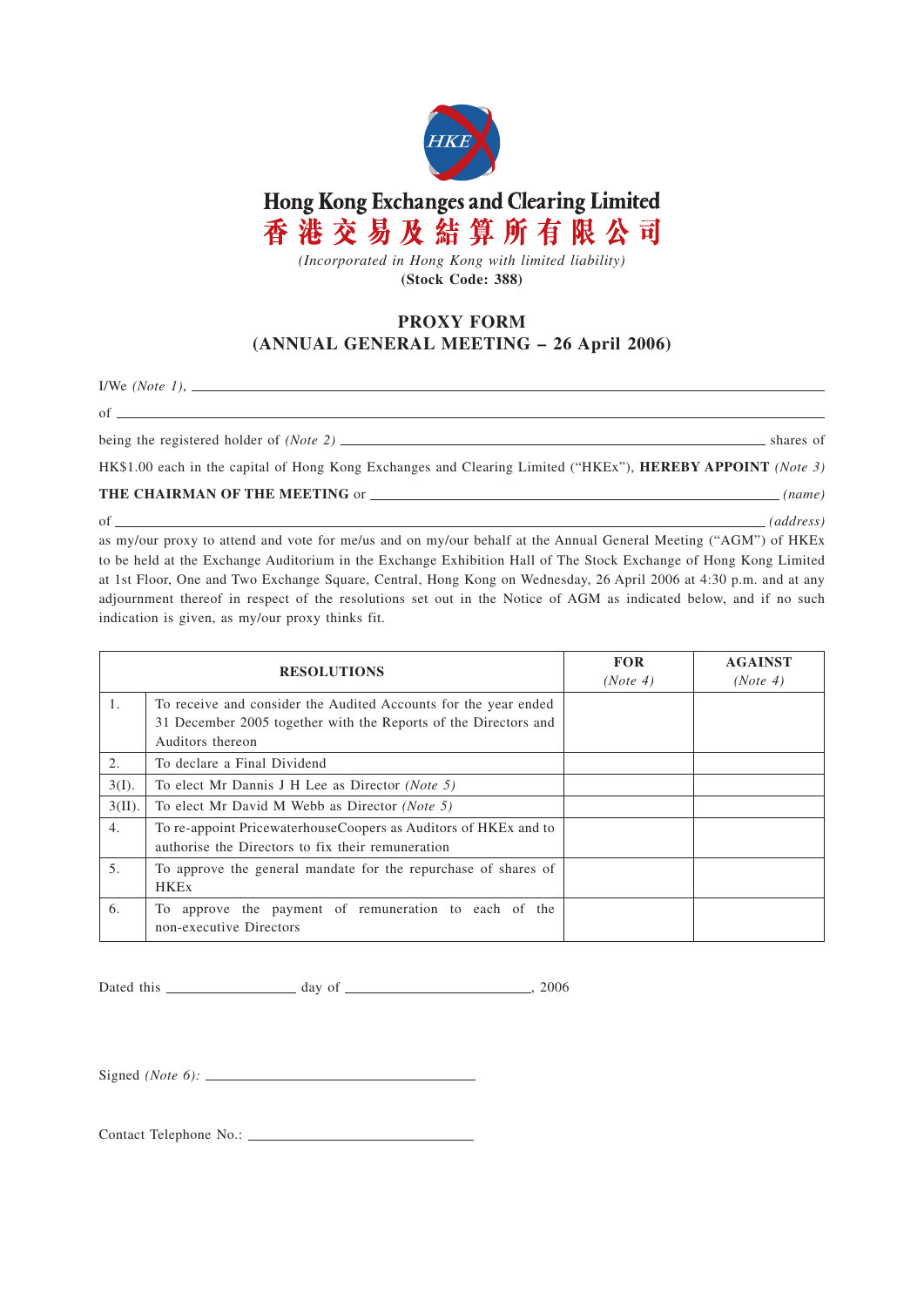# Hong Kong Exchanges and Clearing Limited
# 香港交易及結算所有限公司

*(Incorporated in Hong Kong with limited liability)*

**(Stock Code: 388)**

## PROXY FORM
## (ANNUAL GENERAL MEETING – 26 April 2006)

I/We *(Note 1)*, ____________________________________________

of ____________________________________________

being the registered holder of *(Note 2)* ______________________ shares of HK$1.00 each in the capital of Hong Kong Exchanges and Clearing Limited ("HKEx"), **HEREBY APPOINT** *(Note 3)*

**THE CHAIRMAN OF THE MEETING** or ______________________ *(name)*

of ______________________ *(address)*

as my/our proxy to attend and vote for me/us and on my/our behalf at the Annual General Meeting ("AGM") of HKEx to be held at the Exchange Auditorium in the Exchange Exhibition Hall of The Stock Exchange of Hong Kong Limited at 1st Floor, One and Two Exchange Square, Central, Hong Kong on Wednesday, 26 April 2006 at 4:30 p.m. and at any adjournment thereof in respect of the resolutions set out in the Notice of AGM as indicated below, and if no such indication is given, as my/our proxy thinks fit.

| | RESOLUTIONS | FOR *(Note 4)* | AGAINST *(Note 4)* |
|---|---|---|---|
| 1. | To receive and consider the Audited Accounts for the year ended 31 December 2005 together with the Reports of the Directors and Auditors thereon | | |
| 2. | To declare a Final Dividend | | |
| 3(I). | To elect Mr Dannis J H Lee as Director *(Note 5)* | | |
| 3(II). | To elect Mr David M Webb as Director *(Note 5)* | | |
| 4. | To re-appoint PricewaterhouseCoopers as Auditors of HKEx and to authorise the Directors to fix their remuneration | | |
| 5. | To approve the general mandate for the repurchase of shares of HKEx | | |
| 6. | To approve the payment of remuneration to each of the non-executive Directors | | |

Dated this ______________ day of ______________________, 2006

Signed *(Note 6)*: ______________________________

Contact Telephone No.: ______________________________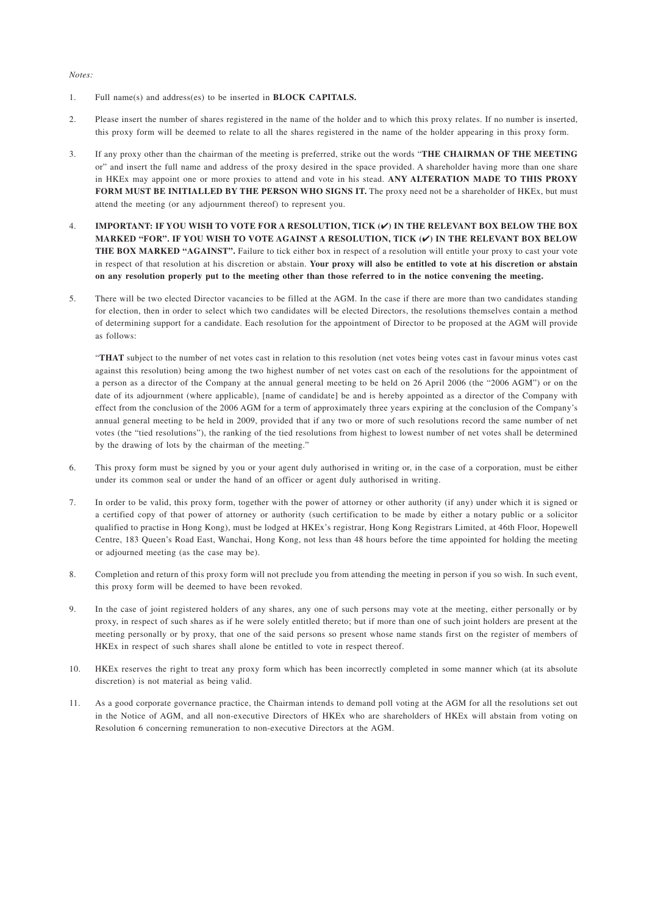*Notes:*

1. Full name(s) and address(es) to be inserted in **BLOCK CAPITALS.**

2. Please insert the number of shares registered in the name of the holder and to which this proxy relates. If no number is inserted, this proxy form will be deemed to relate to all the shares registered in the name of the holder appearing in this proxy form.

3. If any proxy other than the chairman of the meeting is preferred, strike out the words "**THE CHAIRMAN OF THE MEETING** or" and insert the full name and address of the proxy desired in the space provided. A shareholder having more than one share in HKEx may appoint one or more proxies to attend and vote in his stead. **ANY ALTERATION MADE TO THIS PROXY FORM MUST BE INITIALLED BY THE PERSON WHO SIGNS IT.** The proxy need not be a shareholder of HKEx, but must attend the meeting (or any adjournment thereof) to represent you.

4. **IMPORTANT: IF YOU WISH TO VOTE FOR A RESOLUTION, TICK (✔) IN THE RELEVANT BOX BELOW THE BOX MARKED "FOR". IF YOU WISH TO VOTE AGAINST A RESOLUTION, TICK (✔) IN THE RELEVANT BOX BELOW THE BOX MARKED "AGAINST".** Failure to tick either box in respect of a resolution will entitle your proxy to cast your vote in respect of that resolution at his discretion or abstain. **Your proxy will also be entitled to vote at his discretion or abstain on any resolution properly put to the meeting other than those referred to in the notice convening the meeting.**

5. There will be two elected Director vacancies to be filled at the AGM. In the case if there are more than two candidates standing for election, then in order to select which two candidates will be elected Directors, the resolutions themselves contain a method of determining support for a candidate. Each resolution for the appointment of Director to be proposed at the AGM will provide as follows:

   "**THAT** subject to the number of net votes cast in relation to this resolution (net votes being votes cast in favour minus votes cast against this resolution) being among the two highest number of net votes cast on each of the resolutions for the appointment of a person as a director of the Company at the annual general meeting to be held on 26 April 2006 (the "2006 AGM") or on the date of its adjournment (where applicable), [name of candidate] be and is hereby appointed as a director of the Company with effect from the conclusion of the 2006 AGM for a term of approximately three years expiring at the conclusion of the Company's annual general meeting to be held in 2009, provided that if any two or more of such resolutions record the same number of net votes (the "tied resolutions"), the ranking of the tied resolutions from highest to lowest number of net votes shall be determined by the drawing of lots by the chairman of the meeting."

6. This proxy form must be signed by you or your agent duly authorised in writing or, in the case of a corporation, must be either under its common seal or under the hand of an officer or agent duly authorised in writing.

7. In order to be valid, this proxy form, together with the power of attorney or other authority (if any) under which it is signed or a certified copy of that power of attorney or authority (such certification to be made by either a notary public or a solicitor qualified to practise in Hong Kong), must be lodged at HKEx's registrar, Hong Kong Registrars Limited, at 46th Floor, Hopewell Centre, 183 Queen's Road East, Wanchai, Hong Kong, not less than 48 hours before the time appointed for holding the meeting or adjourned meeting (as the case may be).

8. Completion and return of this proxy form will not preclude you from attending the meeting in person if you so wish. In such event, this proxy form will be deemed to have been revoked.

9. In the case of joint registered holders of any shares, any one of such persons may vote at the meeting, either personally or by proxy, in respect of such shares as if he were solely entitled thereto; but if more than one of such joint holders are present at the meeting personally or by proxy, that one of the said persons so present whose name stands first on the register of members of HKEx in respect of such shares shall alone be entitled to vote in respect thereof.

10. HKEx reserves the right to treat any proxy form which has been incorrectly completed in some manner which (at its absolute discretion) is not material as being valid.

11. As a good corporate governance practice, the Chairman intends to demand poll voting at the AGM for all the resolutions set out in the Notice of AGM, and all non-executive Directors of HKEx who are shareholders of HKEx will abstain from voting on Resolution 6 concerning remuneration to non-executive Directors at the AGM.